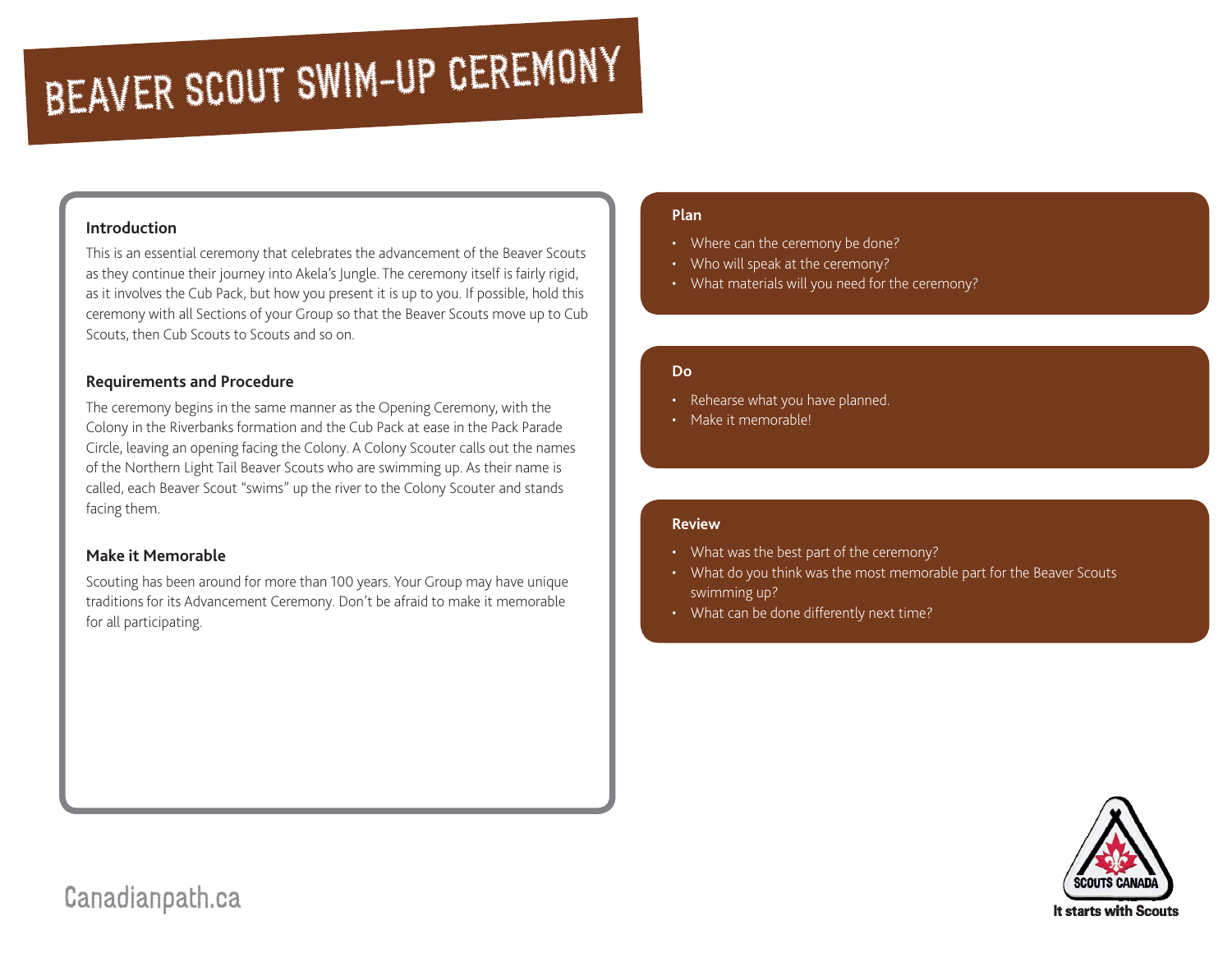# BEAVER SCOUT SWIM-UP CEREMONY

### Introduction

This is an essential ceremony that celebrates the advancement of the Beaver Scouts as they continue their journey into Akela's Jungle. The ceremony itself is fairly rigid, as it involves the Cub Pack, but how you present it is up to you. If possible, hold this ceremony with all Sections of your Group so that the Beaver Scouts move up to Cub Scouts, then Cub Scouts to Scouts and so on.

### Requirements and Procedure

The ceremony begins in the same manner as the Opening Ceremony, with the Colony in the Riverbanks formation and the Cub Pack at ease in the Pack Parade Circle, leaving an opening facing the Colony. A Colony Scouter calls out the names of the Northern Light Tail Beaver Scouts who are swimming up. As their name is called, each Beaver Scout "swims" up the river to the Colony Scouter and stands facing them.

### Make it Memorable

Scouting has been around for more than 100 years. Your Group may have unique traditions for its Advancement Ceremony. Don't be afraid to make it memorable for all participating.

### Plan

- Where can the ceremony be done?
- Who will speak at the ceremony?
- What materials will you need for the ceremony?

### Do

- Rehearse what you have planned.
- Make it memorable!

### Review

- What was the best part of the ceremony?
- What do you think was the most memorable part for the Beaver Scouts swimming up?
- What can be done differently next time?

Canadianpath.ca

SCOUTS CANADA
It starts with Scouts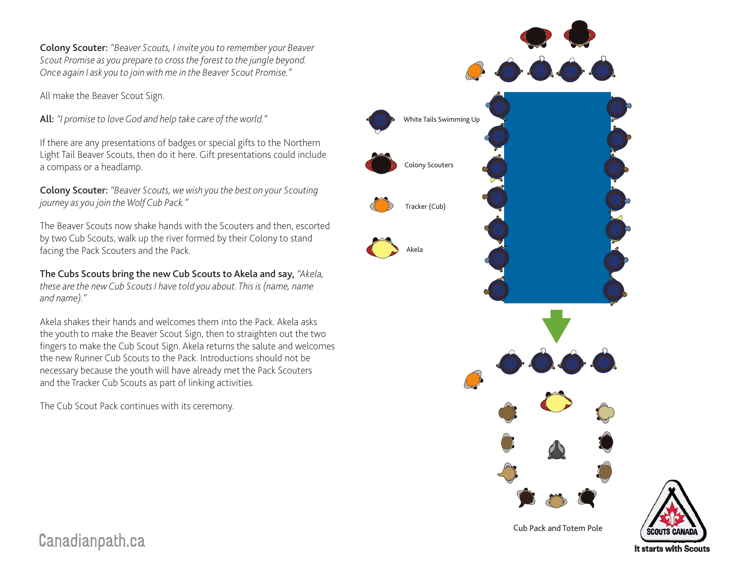**Colony Scouter:** *"Beaver Scouts, I invite you to remember your Beaver Scout Promise as you prepare to cross the forest to the jungle beyond. Once again I ask you to join with me in the Beaver Scout Promise."*

All make the Beaver Scout Sign.

**All:** *"I promise to love God and help take care of the world."*

If there are any presentations of badges or special gifts to the Northern Light Tail Beaver Scouts, then do it here. Gift presentations could include a compass or a headlamp.

**Colony Scouter:** *"Beaver Scouts, we wish you the best on your Scouting journey as you join the Wolf Cub Pack."*

The Beaver Scouts now shake hands with the Scouters and then, escorted by two Cub Scouts, walk up the river formed by their Colony to stand facing the Pack Scouters and the Pack.

**The Cubs Scouts bring the new Cub Scouts to Akela and say,** *"Akela, these are the new Cub Scouts I have told you about. This is (name, name and name)."*

Akela shakes their hands and welcomes them into the Pack. Akela asks the youth to make the Beaver Scout Sign, then to straighten out the two fingers to make the Cub Scout Sign. Akela returns the salute and welcomes the new Runner Cub Scouts to the Pack. Introductions should not be necessary because the youth will have already met the Pack Scouters and the Tracker Cub Scouts as part of linking activities.

The Cub Scout Pack continues with its ceremony.

White Tails Swimming Up

Colony Scouters

Tracker (Cub)

Akela

Cub Pack and Totem Pole

Canadianpath.ca

SCOUTS CANADA

It starts with Scouts